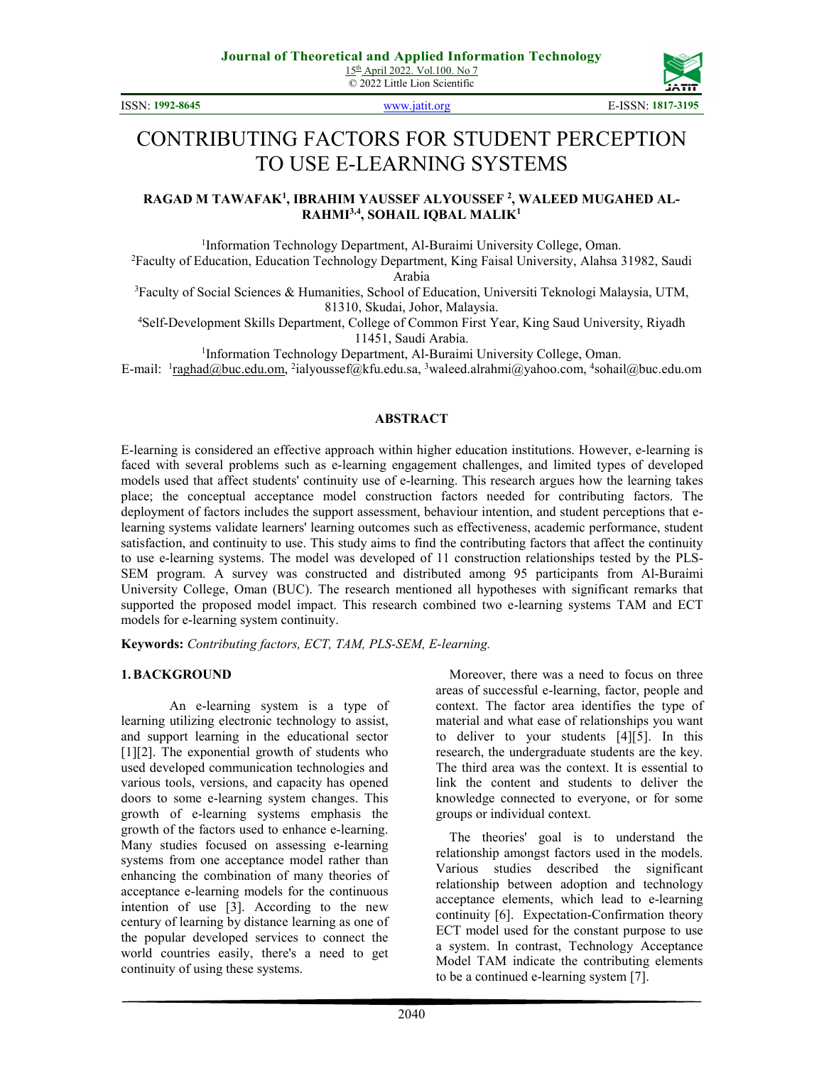# CONTRIBUTING FACTORS FOR STUDENT PERCEPTION TO USE E-LEARNING SYSTEMS

**RAGAD M TAWAFAK[1], IBRAHIM YAUSSEF ALYOUSSEF [2], WALEED MUGAHED AL-RAHMI[3,4], SOHAIL IQBAL MALIK[1]**

[1]Information Technology Department, Al-Buraimi University College, Oman.
[2]Faculty of Education, Education Technology Department, King Faisal University, Alahsa 31982, Saudi Arabia
[3]Faculty of Social Sciences & Humanities, School of Education, Universiti Teknologi Malaysia, UTM, 81310, Skudai, Johor, Malaysia.
[4]Self-Development Skills Department, College of Common First Year, King Saud University, Riyadh 11451, Saudi Arabia.
[1]Information Technology Department, Al-Buraimi University College, Oman.
E-mail: [1]raghad@buc.edu.om, [2]ialyoussef@kfu.edu.sa, [3]waleed.alrahmi@yahoo.com, [4]sohail@buc.edu.om

## ABSTRACT

E-learning is considered an effective approach within higher education institutions. However, e-learning is faced with several problems such as e-learning engagement challenges, and limited types of developed models used that affect students' continuity use of e-learning. This research argues how the learning takes place; the conceptual acceptance model construction factors needed for contributing factors. The deployment of factors includes the support assessment, behaviour intention, and student perceptions that e-learning systems validate learners' learning outcomes such as effectiveness, academic performance, student satisfaction, and continuity to use. This study aims to find the contributing factors that affect the continuity to use e-learning systems. The model was developed of 11 construction relationships tested by the PLS-SEM program. A survey was constructed and distributed among 95 participants from Al-Buraimi University College, Oman (BUC). The research mentioned all hypotheses with significant remarks that supported the proposed model impact. This research combined two e-learning systems TAM and ECT models for e-learning system continuity.

**Keywords:** *Contributing factors, ECT, TAM, PLS-SEM, E-learning.*

## 1. BACKGROUND

An e-learning system is a type of learning utilizing electronic technology to assist, and support learning in the educational sector [1][2]. The exponential growth of students who used developed communication technologies and various tools, versions, and capacity has opened doors to some e-learning system changes. This growth of e-learning systems emphasis the growth of the factors used to enhance e-learning. Many studies focused on assessing e-learning systems from one acceptance model rather than enhancing the combination of many theories of acceptance e-learning models for the continuous intention of use [3]. According to the new century of learning by distance learning as one of the popular developed services to connect the world countries easily, there's a need to get continuity of using these systems.

Moreover, there was a need to focus on three areas of successful e-learning, factor, people and context. The factor area identifies the type of material and what ease of relationships you want to deliver to your students [4][5]. In this research, the undergraduate students are the key. The third area was the context. It is essential to link the content and students to deliver the knowledge connected to everyone, or for some groups or individual context.

The theories' goal is to understand the relationship amongst factors used in the models. Various studies described the significant relationship between adoption and technology acceptance elements, which lead to e-learning continuity [6]. Expectation-Confirmation theory ECT model used for the constant purpose to use a system. In contrast, Technology Acceptance Model TAM indicate the contributing elements to be a continued e-learning system [7].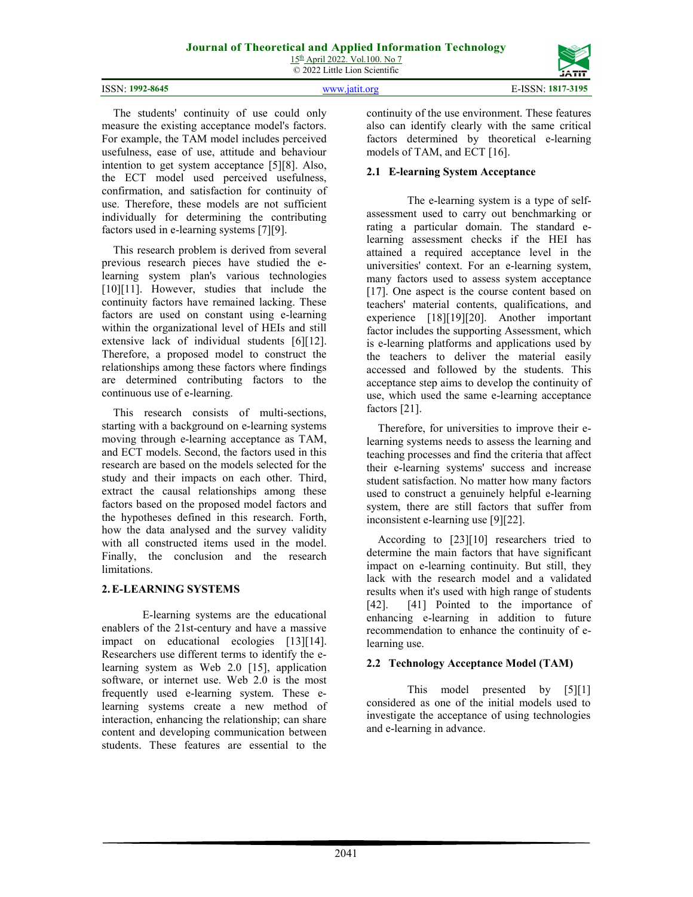The students' continuity of use could only measure the existing acceptance model's factors. For example, the TAM model includes perceived usefulness, ease of use, attitude and behaviour intention to get system acceptance [5][8]. Also, the ECT model used perceived usefulness, confirmation, and satisfaction for continuity of use. Therefore, these models are not sufficient individually for determining the contributing factors used in e-learning systems [7][9].

This research problem is derived from several previous research pieces have studied the e-learning system plan's various technologies [10][11]. However, studies that include the continuity factors have remained lacking. These factors are used on constant using e-learning within the organizational level of HEIs and still extensive lack of individual students [6][12]. Therefore, a proposed model to construct the relationships among these factors where findings are determined contributing factors to the continuous use of e-learning.

This research consists of multi-sections, starting with a background on e-learning systems moving through e-learning acceptance as TAM, and ECT models. Second, the factors used in this research are based on the models selected for the study and their impacts on each other. Third, extract the causal relationships among these factors based on the proposed model factors and the hypotheses defined in this research. Forth, how the data analysed and the survey validity with all constructed items used in the model. Finally, the conclusion and the research limitations.

## 2. E-LEARNING SYSTEMS

E-learning systems are the educational enablers of the 21st-century and have a massive impact on educational ecologies [13][14]. Researchers use different terms to identify the e-learning system as Web 2.0 [15], application software, or internet use. Web 2.0 is the most frequently used e-learning system. These e-learning systems create a new method of interaction, enhancing the relationship; can share content and developing communication between students. These features are essential to the continuity of the use environment. These features also can identify clearly with the same critical factors determined by theoretical e-learning models of TAM, and ECT [16].

### 2.1 E-learning System Acceptance

The e-learning system is a type of self-assessment used to carry out benchmarking or rating a particular domain. The standard e-learning assessment checks if the HEI has attained a required acceptance level in the universities' context. For an e-learning system, many factors used to assess system acceptance [17]. One aspect is the course content based on teachers' material contents, qualifications, and experience [18][19][20]. Another important factor includes the supporting Assessment, which is e-learning platforms and applications used by the teachers to deliver the material easily accessed and followed by the students. This acceptance step aims to develop the continuity of use, which used the same e-learning acceptance factors [21].

Therefore, for universities to improve their e-learning systems needs to assess the learning and teaching processes and find the criteria that affect their e-learning systems' success and increase student satisfaction. No matter how many factors used to construct a genuinely helpful e-learning system, there are still factors that suffer from inconsistent e-learning use [9][22].

According to [23][10] researchers tried to determine the main factors that have significant impact on e-learning continuity. But still, they lack with the research model and a validated results when it's used with high range of students [42]. [41] Pointed to the importance of enhancing e-learning in addition to future recommendation to enhance the continuity of e-learning use.

### 2.2 Technology Acceptance Model (TAM)

This model presented by [5][1] considered as one of the initial models used to investigate the acceptance of using technologies and e-learning in advance.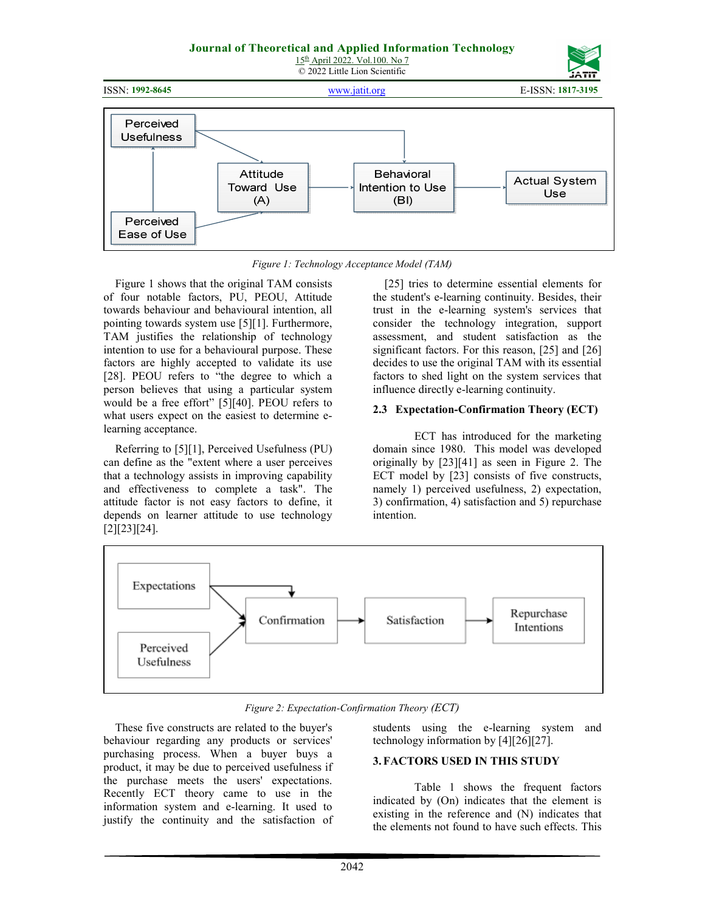Figure 1: Technology Acceptance Model (TAM)

Figure 1 shows that the original TAM consists of four notable factors, PU, PEOU, Attitude towards behaviour and behavioural intention, all pointing towards system use [5][1]. Furthermore, TAM justifies the relationship of technology intention to use for a behavioural purpose. These factors are highly accepted to validate its use [28]. PEOU refers to "the degree to which a person believes that using a particular system would be a free effort" [5][40]. PEOU refers to what users expect on the easiest to determine e-learning acceptance.

Referring to [5][1], Perceived Usefulness (PU) can define as the "extent where a user perceives that a technology assists in improving capability and effectiveness to complete a task". The attitude factor is not easy factors to define, it depends on learner attitude to use technology [2][23][24].

[25] tries to determine essential elements for the student's e-learning continuity. Besides, their trust in the e-learning system's services that consider the technology integration, support assessment, and student satisfaction as the significant factors. For this reason, [25] and [26] decides to use the original TAM with its essential factors to shed light on the system services that influence directly e-learning continuity.

### 2.3 Expectation-Confirmation Theory (ECT)

ECT has introduced for the marketing domain since 1980. This model was developed originally by [23][41] as seen in Figure 2. The ECT model by [23] consists of five constructs, namely 1) perceived usefulness, 2) expectation, 3) confirmation, 4) satisfaction and 5) repurchase intention.

Figure 2: Expectation-Confirmation Theory (ECT)

These five constructs are related to the buyer's behaviour regarding any products or services' purchasing process. When a buyer buys a product, it may be due to perceived usefulness if the purchase meets the users' expectations. Recently ECT theory came to use in the information system and e-learning. It used to justify the continuity and the satisfaction of students using the e-learning system and technology information by [4][26][27].

## 3. FACTORS USED IN THIS STUDY

Table 1 shows the frequent factors indicated by (On) indicates that the element is existing in the reference and (N) indicates that the elements not found to have such effects. This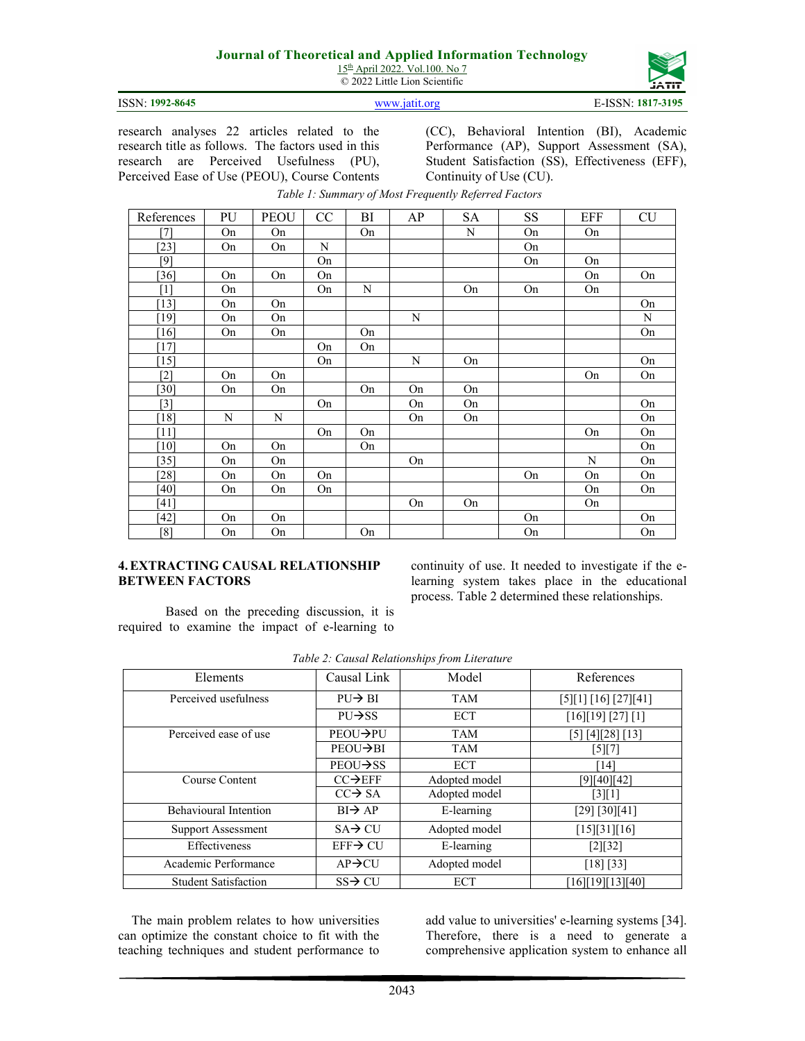research analyses 22 articles related to the research title as follows. The factors used in this research are Perceived Usefulness (PU), Perceived Ease of Use (PEOU), Course Contents (CC), Behavioral Intention (BI), Academic Performance (AP), Support Assessment (SA), Student Satisfaction (SS), Effectiveness (EFF), Continuity of Use (CU).

*Table 1: Summary of Most Frequently Referred Factors*

| References | PU | PEOU | CC | BI | AP | SA | SS | EFF | CU |
|---|---|---|---|---|---|---|---|---|---|
| [7] | On | On | | On | | N | On | On | |
| [23] | On | On | N | | | | On | | |
| [9] | | | On | | | | On | On | |
| [36] | On | On | On | | | | | On | On |
| [1] | On | | On | N | | On | On | On | |
| [13] | On | On | | | | | | | On |
| [19] | On | On | | | N | | | | N |
| [16] | On | On | | On | | | | | On |
| [17] | | | On | On | | | | | |
| [15] | | | On | | N | On | | | On |
| [2] | On | On | | | | | | On | On |
| [30] | On | On | | On | On | On | | | |
| [3] | | | On | | On | On | | | On |
| [18] | N | N | | | On | On | | | On |
| [11] | | | On | On | | | | On | On |
| [10] | On | On | | On | | | | | On |
| [35] | On | On | | | On | | | N | On |
| [28] | On | On | On | | | | On | On | On |
| [40] | On | On | On | | | | | On | On |
| [41] | | | | | On | On | | On | |
| [42] | On | On | | | | | On | | On |
| [8] | On | On | | On | | | On | | On |

## 4. EXTRACTING CAUSAL RELATIONSHIP BETWEEN FACTORS

Based on the preceding discussion, it is required to examine the impact of e-learning to continuity of use. It needed to investigate if the e-learning system takes place in the educational process. Table 2 determined these relationships.

*Table 2: Causal Relationships from Literature*

| Elements | Causal Link | Model | References |
|---|---|---|---|
| Perceived usefulness | PU→ BI | TAM | [5][1] [16] [27][41] |
| | PU→SS | ECT | [16][19] [27] [1] |
| Perceived ease of use | PEOU→PU | TAM | [5] [4][28] [13] |
| | PEOU→BI | TAM | [5][7] |
| | PEOU→SS | ECT | [14] |
| Course Content | CC→EFF | Adopted model | [9][40][42] |
| | CC→ SA | Adopted model | [3][1] |
| Behavioural Intention | BI→ AP | E-learning | [29] [30][41] |
| Support Assessment | SA→ CU | Adopted model | [15][31][16] |
| Effectiveness | EFF→ CU | E-learning | [2][32] |
| Academic Performance | AP→CU | Adopted model | [18] [33] |
| Student Satisfaction | SS→ CU | ECT | [16][19][13][40] |

The main problem relates to how universities can optimize the constant choice to fit with the teaching techniques and student performance to add value to universities' e-learning systems [34]. Therefore, there is a need to generate a comprehensive application system to enhance all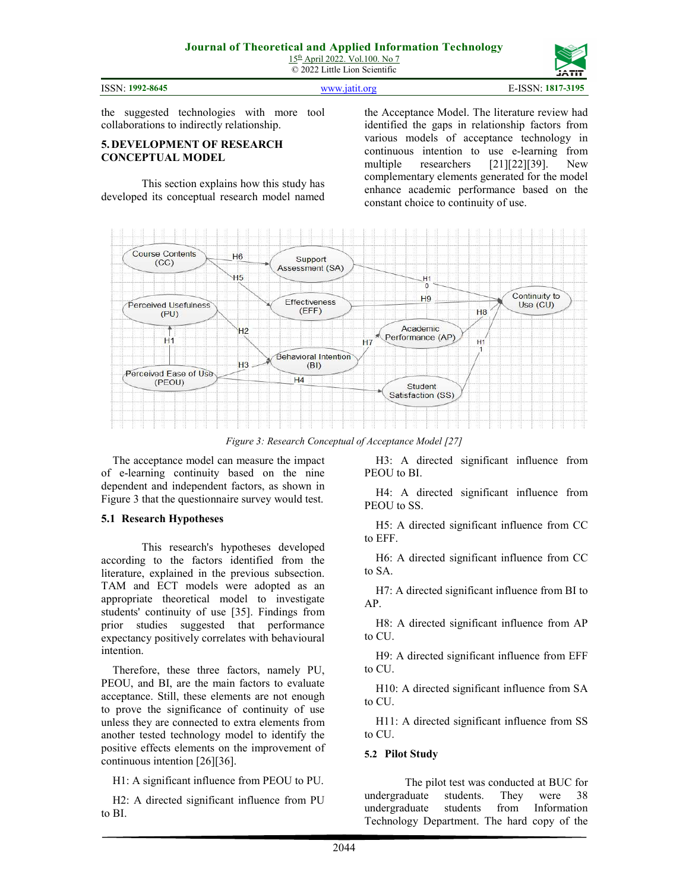the suggested technologies with more tool collaborations to indirectly relationship.

## 5. DEVELOPMENT OF RESEARCH CONCEPTUAL MODEL

This section explains how this study has developed its conceptual research model named the Acceptance Model. The literature review had identified the gaps in relationship factors from various models of acceptance technology in continuous intention to use e-learning from multiple researchers [21][22][39]. New complementary elements generated for the model enhance academic performance based on the constant choice to continuity of use.

*Figure 3: Research Conceptual of Acceptance Model [27]*

The acceptance model can measure the impact of e-learning continuity based on the nine dependent and independent factors, as shown in Figure 3 that the questionnaire survey would test.

### 5.1 Research Hypotheses

This research's hypotheses developed according to the factors identified from the literature, explained in the previous subsection. TAM and ECT models were adopted as an appropriate theoretical model to investigate students' continuity of use [35]. Findings from prior studies suggested that performance expectancy positively correlates with behavioural intention.

Therefore, these three factors, namely PU, PEOU, and BI, are the main factors to evaluate acceptance. Still, these elements are not enough to prove the significance of continuity of use unless they are connected to extra elements from another tested technology model to identify the positive effects elements on the improvement of continuous intention [26][36].

H1: A significant influence from PEOU to PU.

H2: A directed significant influence from PU to BI.

H3: A directed significant influence from PEOU to BI.

H4: A directed significant influence from PEOU to SS.

H5: A directed significant influence from CC to EFF.

H6: A directed significant influence from CC to SA.

H7: A directed significant influence from BI to AP.

H8: A directed significant influence from AP to CU.

H9: A directed significant influence from EFF to CU.

H10: A directed significant influence from SA to CU.

H11: A directed significant influence from SS to CU.

### 5.2 Pilot Study

The pilot test was conducted at BUC for undergraduate students. They were 38 undergraduate students from Information Technology Department. The hard copy of the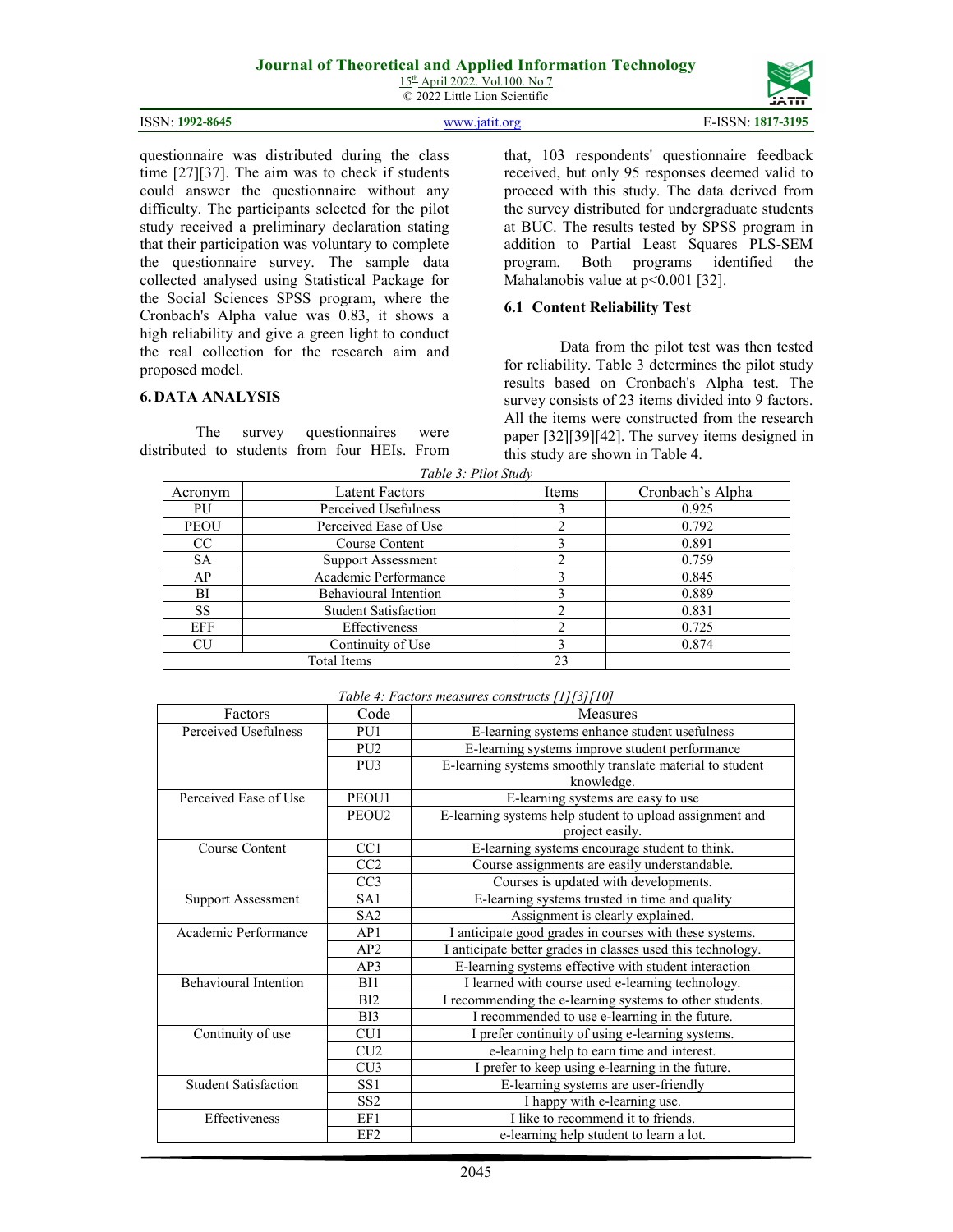questionnaire was distributed during the class time [27][37]. The aim was to check if students could answer the questionnaire without any difficulty. The participants selected for the pilot study received a preliminary declaration stating that their participation was voluntary to complete the questionnaire survey. The sample data collected analysed using Statistical Package for the Social Sciences SPSS program, where the Cronbach's Alpha value was 0.83, it shows a high reliability and give a green light to conduct the real collection for the research aim and proposed model.

## 6. DATA ANALYSIS

The survey questionnaires were distributed to students from four HEIs. From that, 103 respondents' questionnaire feedback received, but only 95 responses deemed valid to proceed with this study. The data derived from the survey distributed for undergraduate students at BUC. The results tested by SPSS program in addition to Partial Least Squares PLS-SEM program. Both programs identified the Mahalanobis value at $p<0.001$ [32].

### 6.1 Content Reliability Test

Data from the pilot test was then tested for reliability. Table 3 determines the pilot study results based on Cronbach's Alpha test. The survey consists of 23 items divided into 9 factors. All the items were constructed from the research paper [32][39][42]. The survey items designed in this study are shown in Table 4.

*Table 3: Pilot Study*

| Acronym | Latent Factors | Items | Cronbach's Alpha |
|---|---|---|---|
| PU | Perceived Usefulness | 3 | 0.925 |
| PEOU | Perceived Ease of Use | 2 | 0.792 |
| CC | Course Content | 3 | 0.891 |
| SA | Support Assessment | 2 | 0.759 |
| AP | Academic Performance | 3 | 0.845 |
| BI | Behavioural Intention | 3 | 0.889 |
| SS | Student Satisfaction | 2 | 0.831 |
| EFF | Effectiveness | 2 | 0.725 |
| CU | Continuity of Use | 3 | 0.874 |
| Total Items | | 23 | |

*Table 4: Factors measures constructs [1][3][10]*

| Factors | Code | Measures |
|---|---|---|
| Perceived Usefulness | PU1 | E-learning systems enhance student usefulness |
| | PU2 | E-learning systems improve student performance |
| | PU3 | E-learning systems smoothly translate material to student knowledge. |
| Perceived Ease of Use | PEOU1 | E-learning systems are easy to use |
| | PEOU2 | E-learning systems help student to upload assignment and project easily. |
| Course Content | CC1 | E-learning systems encourage student to think. |
| | CC2 | Course assignments are easily understandable. |
| | CC3 | Courses is updated with developments. |
| Support Assessment | SA1 | E-learning systems trusted in time and quality |
| | SA2 | Assignment is clearly explained. |
| Academic Performance | AP1 | I anticipate good grades in courses with these systems. |
| | AP2 | I anticipate better grades in classes used this technology. |
| | AP3 | E-learning systems effective with student interaction |
| Behavioural Intention | BI1 | I learned with course used e-learning technology. |
| | BI2 | I recommending the e-learning systems to other students. |
| | BI3 | I recommended to use e-learning in the future. |
| Continuity of use | CU1 | I prefer continuity of using e-learning systems. |
| | CU2 | e-learning help to earn time and interest. |
| | CU3 | I prefer to keep using e-learning in the future. |
| Student Satisfaction | SS1 | E-learning systems are user-friendly |
| | SS2 | I happy with e-learning use. |
| Effectiveness | EF1 | I like to recommend it to friends. |
| | EF2 | e-learning help student to learn a lot. |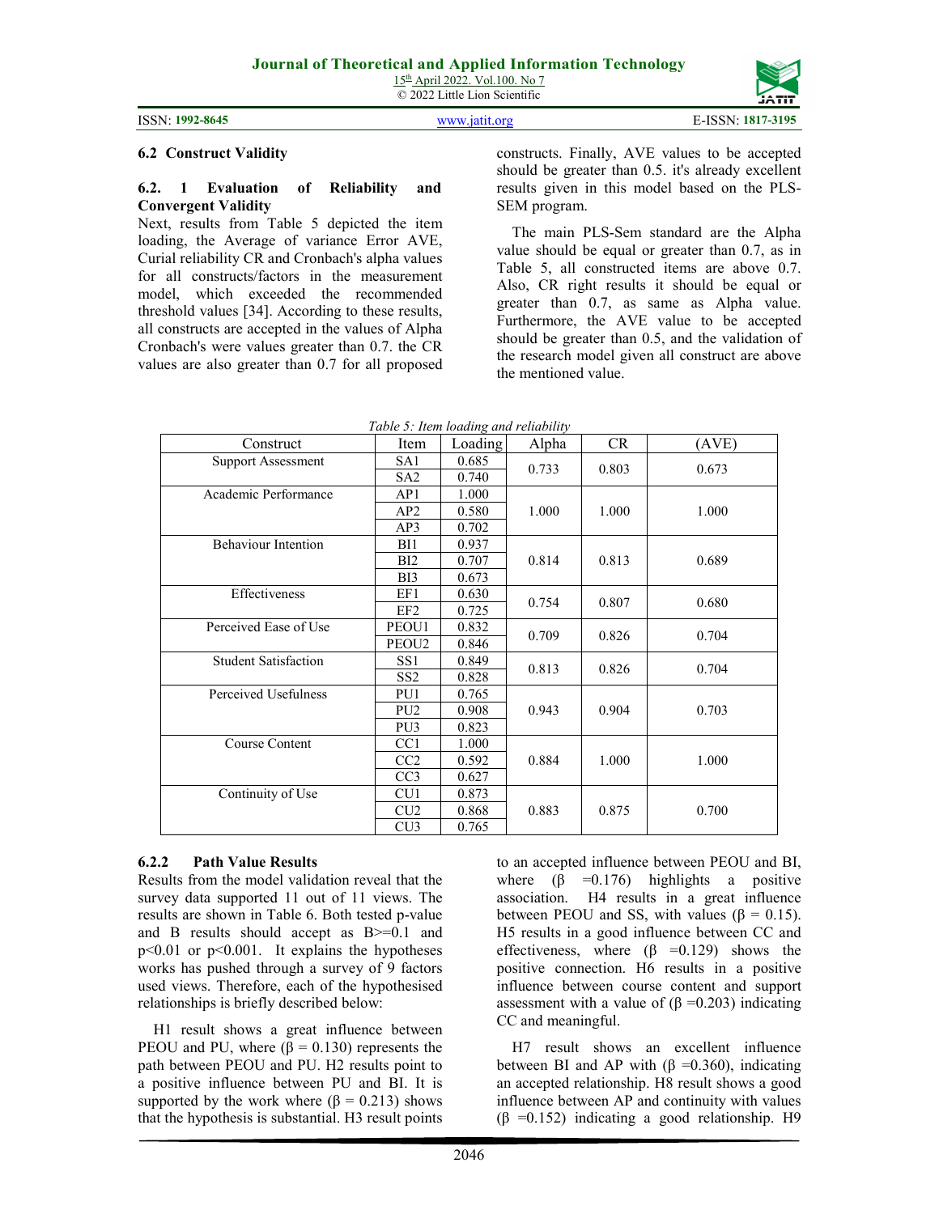### 6.2 Construct Validity

#### 6.2. 1 Evaluation of Reliability and Convergent Validity

Next, results from Table 5 depicted the item loading, the Average of variance Error AVE, Curial reliability CR and Cronbach's alpha values for all constructs/factors in the measurement model, which exceeded the recommended threshold values [34]. According to these results, all constructs are accepted in the values of Alpha Cronbach's were values greater than 0.7. the CR values are also greater than 0.7 for all proposed constructs. Finally, AVE values to be accepted should be greater than 0.5. it's already excellent results given in this model based on the PLS-SEM program.

The main PLS-Sem standard are the Alpha value should be equal or greater than 0.7, as in Table 5, all constructed items are above 0.7. Also, CR right results it should be equal or greater than 0.7, as same as Alpha value. Furthermore, the AVE value to be accepted should be greater than 0.5, and the validation of the research model given all construct are above the mentioned value.

*Table 5: Item loading and reliability*

| Construct | Item | Loading | Alpha | CR | (AVE) |
|---|---|---|---|---|---|
| Support Assessment | SA1 | 0.685 | 0.733 | 0.803 | 0.673 |
| | SA2 | 0.740 | | | |
| Academic Performance | AP1 | 1.000 | 1.000 | 1.000 | 1.000 |
| | AP2 | 0.580 | | | |
| | AP3 | 0.702 | | | |
| Behaviour Intention | BI1 | 0.937 | 0.814 | 0.813 | 0.689 |
| | BI2 | 0.707 | | | |
| | BI3 | 0.673 | | | |
| Effectiveness | EF1 | 0.630 | 0.754 | 0.807 | 0.680 |
| | EF2 | 0.725 | | | |
| Perceived Ease of Use | PEOU1 | 0.832 | 0.709 | 0.826 | 0.704 |
| | PEOU2 | 0.846 | | | |
| Student Satisfaction | SS1 | 0.849 | 0.813 | 0.826 | 0.704 |
| | SS2 | 0.828 | | | |
| Perceived Usefulness | PU1 | 0.765 | 0.943 | 0.904 | 0.703 |
| | PU2 | 0.908 | | | |
| | PU3 | 0.823 | | | |
| Course Content | CC1 | 1.000 | 0.884 | 1.000 | 1.000 |
| | CC2 | 0.592 | | | |
| | CC3 | 0.627 | | | |
| Continuity of Use | CU1 | 0.873 | 0.883 | 0.875 | 0.700 |
| | CU2 | 0.868 | | | |
| | CU3 | 0.765 | | | |

#### 6.2.2 Path Value Results

Results from the model validation reveal that the survey data supported 11 out of 11 views. The results are shown in Table 6. Both tested p-value and B results should accept as B>=0.1 and $p<0.01$ or $p<0.001$. It explains the hypotheses works has pushed through a survey of 9 factors used views. Therefore, each of the hypothesised relationships is briefly described below:

H1 result shows a great influence between PEOU and PU, where ($\beta = 0.130$) represents the path between PEOU and PU. H2 results point to a positive influence between PU and BI. It is supported by the work where ($\beta = 0.213$) shows that the hypothesis is substantial. H3 result points to an accepted influence between PEOU and BI, where ($\beta = 0.176$) highlights a positive association. H4 results in a great influence between PEOU and SS, with values ($\beta = 0.15$). H5 results in a good influence between CC and effectiveness, where ($\beta = 0.129$) shows the positive connection. H6 results in a positive influence between course content and support assessment with a value of ($\beta = 0.203$) indicating CC and meaningful.

H7 result shows an excellent influence between BI and AP with ($\beta = 0.360$), indicating an accepted relationship. H8 result shows a good influence between AP and continuity with values ($\beta = 0.152$) indicating a good relationship. H9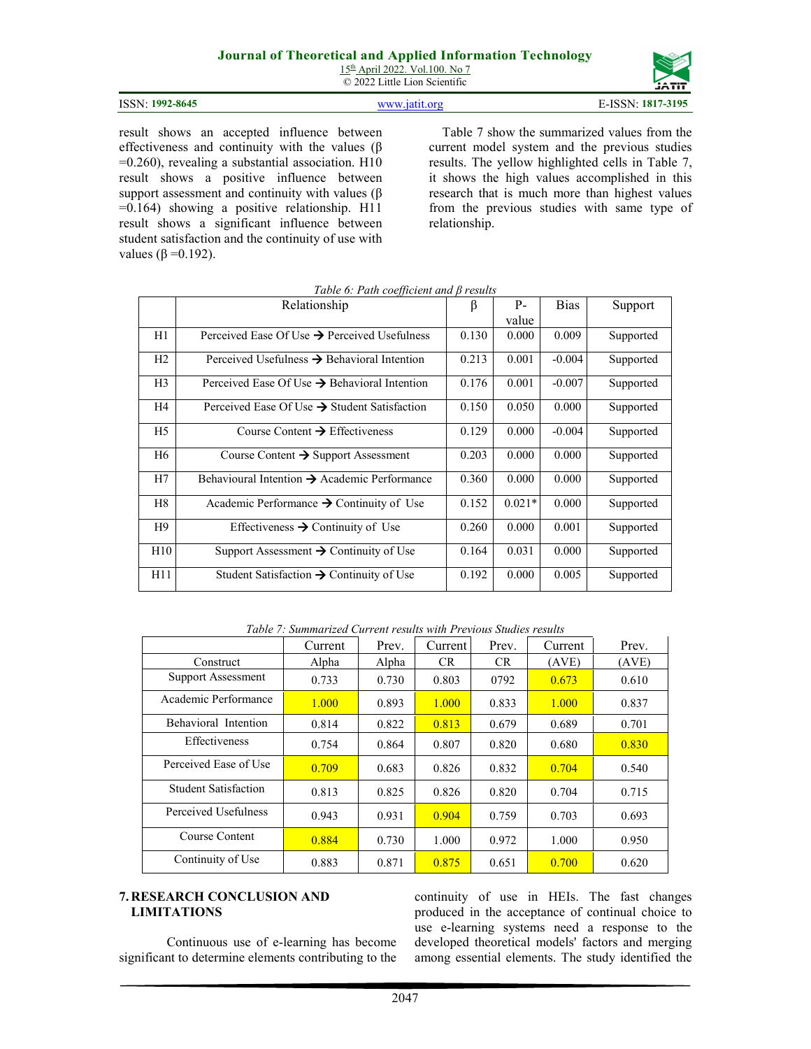result shows an accepted influence between effectiveness and continuity with the values ($\beta$ =0.260), revealing a substantial association. H10 result shows a positive influence between support assessment and continuity with values ($\beta$ =0.164) showing a positive relationship. H11 result shows a significant influence between student satisfaction and the continuity of use with values ($\beta$ =0.192).

Table 7 show the summarized values from the current model system and the previous studies results. The yellow highlighted cells in Table 7, it shows the high values accomplished in this research that is much more than highest values from the previous studies with same type of relationship.

*Table 6: Path coefficient and β results*

| | Relationship | β | P-value | Bias | Support |
|---|---|---|---|---|---|
| H1 | Perceived Ease Of Use → Perceived Usefulness | 0.130 | 0.000 | 0.009 | Supported |
| H2 | Perceived Usefulness → Behavioral Intention | 0.213 | 0.001 | -0.004 | Supported |
| H3 | Perceived Ease Of Use → Behavioral Intention | 0.176 | 0.001 | -0.007 | Supported |
| H4 | Perceived Ease Of Use → Student Satisfaction | 0.150 | 0.050 | 0.000 | Supported |
| H5 | Course Content → Effectiveness | 0.129 | 0.000 | -0.004 | Supported |
| H6 | Course Content → Support Assessment | 0.203 | 0.000 | 0.000 | Supported |
| H7 | Behavioural Intention → Academic Performance | 0.360 | 0.000 | 0.000 | Supported |
| H8 | Academic Performance → Continuity of Use | 0.152 | 0.021* | 0.000 | Supported |
| H9 | Effectiveness → Continuity of Use | 0.260 | 0.000 | 0.001 | Supported |
| H10 | Support Assessment → Continuity of Use | 0.164 | 0.031 | 0.000 | Supported |
| H11 | Student Satisfaction → Continuity of Use | 0.192 | 0.000 | 0.005 | Supported |

*Table 7: Summarized Current results with Previous Studies results*

| Construct | Current Alpha | Prev. Alpha | Current CR | Prev. CR | Current (AVE) | Prev. (AVE) |
|---|---|---|---|---|---|---|
| Support Assessment | 0.733 | 0.730 | 0.803 | 0792 | 0.673 | 0.610 |
| Academic Performance | 1.000 | 0.893 | 1.000 | 0.833 | 1.000 | 0.837 |
| Behavioral Intention | 0.814 | 0.822 | 0.813 | 0.679 | 0.689 | 0.701 |
| Effectiveness | 0.754 | 0.864 | 0.807 | 0.820 | 0.680 | 0.830 |
| Perceived Ease of Use | 0.709 | 0.683 | 0.826 | 0.832 | 0.704 | 0.540 |
| Student Satisfaction | 0.813 | 0.825 | 0.826 | 0.820 | 0.704 | 0.715 |
| Perceived Usefulness | 0.943 | 0.931 | 0.904 | 0.759 | 0.703 | 0.693 |
| Course Content | 0.884 | 0.730 | 1.000 | 0.972 | 1.000 | 0.950 |
| Continuity of Use | 0.883 | 0.871 | 0.875 | 0.651 | 0.700 | 0.620 |

## 7. RESEARCH CONCLUSION AND LIMITATIONS

Continuous use of e-learning has become significant to determine elements contributing to the continuity of use in HEIs. The fast changes produced in the acceptance of continual choice to use e-learning systems need a response to the developed theoretical models' factors and merging among essential elements. The study identified the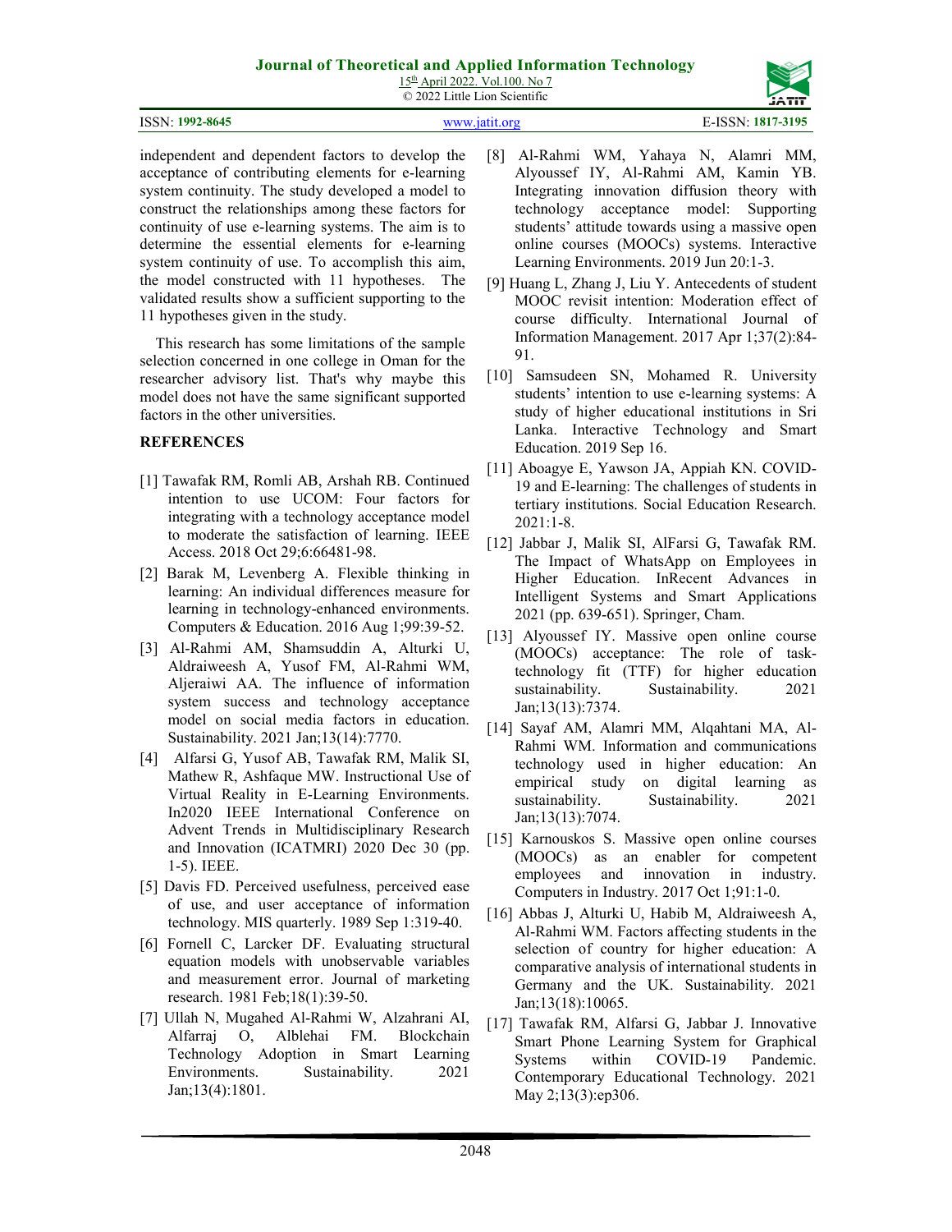independent and dependent factors to develop the acceptance of contributing elements for e-learning system continuity. The study developed a model to construct the relationships among these factors for continuity of use e-learning systems. The aim is to determine the essential elements for e-learning system continuity of use. To accomplish this aim, the model constructed with 11 hypotheses. The validated results show a sufficient supporting to the 11 hypotheses given in the study.

This research has some limitations of the sample selection concerned in one college in Oman for the researcher advisory list. That's why maybe this model does not have the same significant supported factors in the other universities.

## REFERENCES

[1] Tawafak RM, Romli AB, Arshah RB. Continued intention to use UCOM: Four factors for integrating with a technology acceptance model to moderate the satisfaction of learning. IEEE Access. 2018 Oct 29;6:66481-98.

[2] Barak M, Levenberg A. Flexible thinking in learning: An individual differences measure for learning in technology-enhanced environments. Computers & Education. 2016 Aug 1;99:39-52.

[3] Al-Rahmi AM, Shamsuddin A, Alturki U, Aldraiweesh A, Yusof FM, Al-Rahmi WM, Aljeraiwi AA. The influence of information system success and technology acceptance model on social media factors in education. Sustainability. 2021 Jan;13(14):7770.

[4] Alfarsi G, Yusof AB, Tawafak RM, Malik SI, Mathew R, Ashfaque MW. Instructional Use of Virtual Reality in E-Learning Environments. In2020 IEEE International Conference on Advent Trends in Multidisciplinary Research and Innovation (ICATMRI) 2020 Dec 30 (pp. 1-5). IEEE.

[5] Davis FD. Perceived usefulness, perceived ease of use, and user acceptance of information technology. MIS quarterly. 1989 Sep 1:319-40.

[6] Fornell C, Larcker DF. Evaluating structural equation models with unobservable variables and measurement error. Journal of marketing research. 1981 Feb;18(1):39-50.

[7] Ullah N, Mugahed Al-Rahmi W, Alzahrani AI, Alfarraj O, Alblehai FM. Blockchain Technology Adoption in Smart Learning Environments. Sustainability. 2021 Jan;13(4):1801.

[8] Al-Rahmi WM, Yahaya N, Alamri MM, Alyoussef IY, Al-Rahmi AM, Kamin YB. Integrating innovation diffusion theory with technology acceptance model: Supporting students' attitude towards using a massive open online courses (MOOCs) systems. Interactive Learning Environments. 2019 Jun 20:1-3.

[9] Huang L, Zhang J, Liu Y. Antecedents of student MOOC revisit intention: Moderation effect of course difficulty. International Journal of Information Management. 2017 Apr 1;37(2):84-91.

[10] Samsudeen SN, Mohamed R. University students' intention to use e-learning systems: A study of higher educational institutions in Sri Lanka. Interactive Technology and Smart Education. 2019 Sep 16.

[11] Aboagye E, Yawson JA, Appiah KN. COVID-19 and E-learning: The challenges of students in tertiary institutions. Social Education Research. 2021:1-8.

[12] Jabbar J, Malik SI, AlFarsi G, Tawafak RM. The Impact of WhatsApp on Employees in Higher Education. InRecent Advances in Intelligent Systems and Smart Applications 2021 (pp. 639-651). Springer, Cham.

[13] Alyoussef IY. Massive open online course (MOOCs) acceptance: The role of task-technology fit (TTF) for higher education sustainability. Sustainability. 2021 Jan;13(13):7374.

[14] Sayaf AM, Alamri MM, Alqahtani MA, Al-Rahmi WM. Information and communications technology used in higher education: An empirical study on digital learning as sustainability. Sustainability. 2021 Jan;13(13):7074.

[15] Karnouskos S. Massive open online courses (MOOCs) as an enabler for competent employees and innovation in industry. Computers in Industry. 2017 Oct 1;91:1-0.

[16] Abbas J, Alturki U, Habib M, Aldraiweesh A, Al-Rahmi WM. Factors affecting students in the selection of country for higher education: A comparative analysis of international students in Germany and the UK. Sustainability. 2021 Jan;13(18):10065.

[17] Tawafak RM, Alfarsi G, Jabbar J. Innovative Smart Phone Learning System for Graphical Systems within COVID-19 Pandemic. Contemporary Educational Technology. 2021 May 2;13(3):ep306.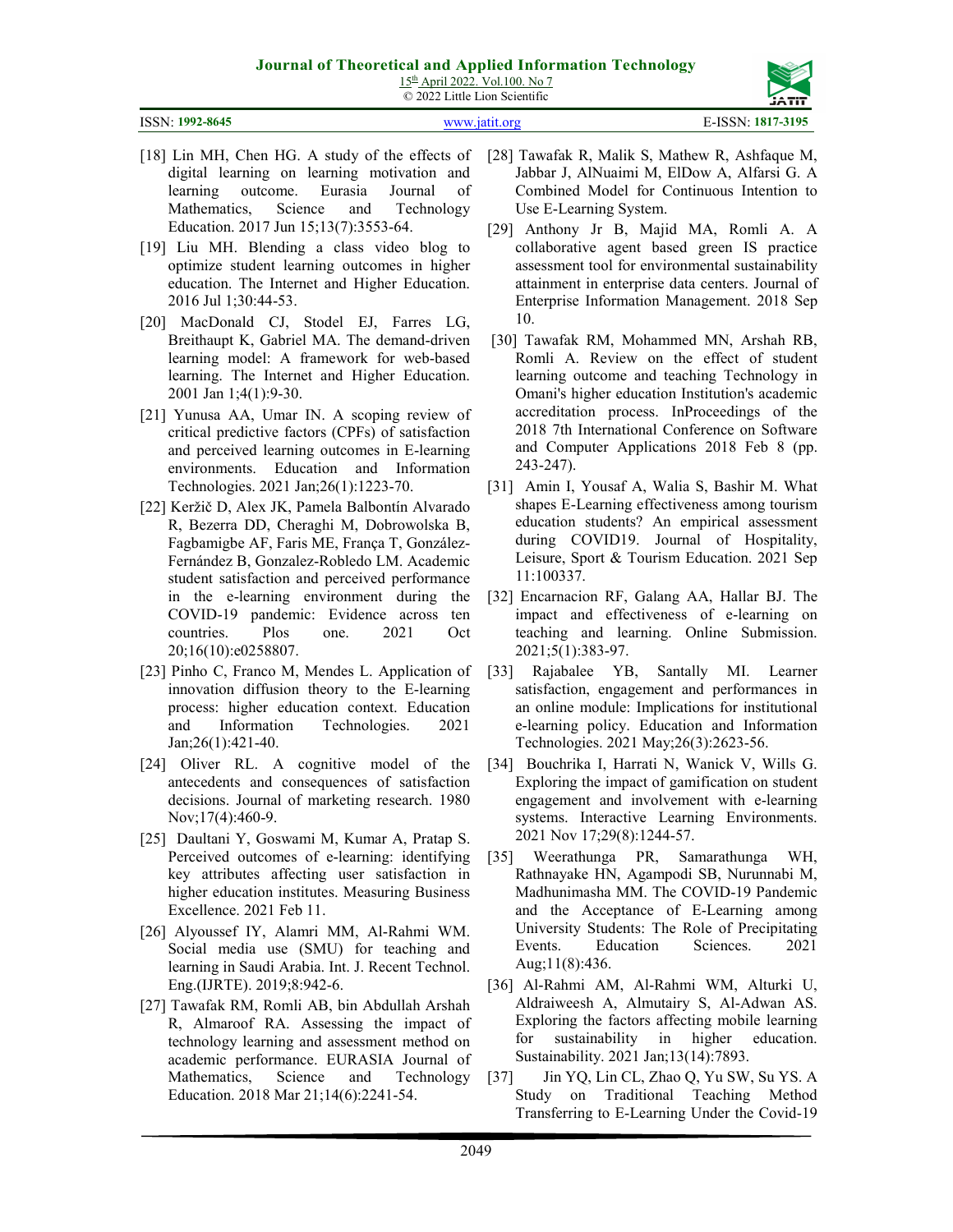[18] Lin MH, Chen HG. A study of the effects of digital learning on learning motivation and learning outcome. Eurasia Journal of Mathematics, Science and Technology Education. 2017 Jun 15;13(7):3553-64.

[19] Liu MH. Blending a class video blog to optimize student learning outcomes in higher education. The Internet and Higher Education. 2016 Jul 1;30:44-53.

[20] MacDonald CJ, Stodel EJ, Farres LG, Breithaupt K, Gabriel MA. The demand-driven learning model: A framework for web-based learning. The Internet and Higher Education. 2001 Jan 1;4(1):9-30.

[21] Yunusa AA, Umar IN. A scoping review of critical predictive factors (CPFs) of satisfaction and perceived learning outcomes in E-learning environments. Education and Information Technologies. 2021 Jan;26(1):1223-70.

[22] Keržič D, Alex JK, Pamela Balbontín Alvarado R, Bezerra DD, Cheraghi M, Dobrowolska B, Fagbamigbe AF, Faris ME, França T, González-Fernández B, Gonzalez-Robledo LM. Academic student satisfaction and perceived performance in the e-learning environment during the COVID-19 pandemic: Evidence across ten countries. Plos one. 2021 Oct 20;16(10):e0258807.

[23] Pinho C, Franco M, Mendes L. Application of innovation diffusion theory to the E-learning process: higher education context. Education and Information Technologies. 2021 Jan;26(1):421-40.

[24] Oliver RL. A cognitive model of the antecedents and consequences of satisfaction decisions. Journal of marketing research. 1980 Nov;17(4):460-9.

[25] Daultani Y, Goswami M, Kumar A, Pratap S. Perceived outcomes of e-learning: identifying key attributes affecting user satisfaction in higher education institutes. Measuring Business Excellence. 2021 Feb 11.

[26] Alyoussef IY, Alamri MM, Al-Rahmi WM. Social media use (SMU) for teaching and learning in Saudi Arabia. Int. J. Recent Technol. Eng.(IJRTE). 2019;8:942-6.

[27] Tawafak RM, Romli AB, bin Abdullah Arshah R, Almaroof RA. Assessing the impact of technology learning and assessment method on academic performance. EURASIA Journal of Mathematics, Science and Technology Education. 2018 Mar 21;14(6):2241-54.

[28] Tawafak R, Malik S, Mathew R, Ashfaque M, Jabbar J, AlNuaimi M, ElDow A, Alfarsi G. A Combined Model for Continuous Intention to Use E-Learning System.

[29] Anthony Jr B, Majid MA, Romli A. A collaborative agent based green IS practice assessment tool for environmental sustainability attainment in enterprise data centers. Journal of Enterprise Information Management. 2018 Sep 10.

[30] Tawafak RM, Mohammed MN, Arshah RB, Romli A. Review on the effect of student learning outcome and teaching Technology in Omani's higher education Institution's academic accreditation process. InProceedings of the 2018 7th International Conference on Software and Computer Applications 2018 Feb 8 (pp. 243-247).

[31] Amin I, Yousaf A, Walia S, Bashir M. What shapes E-Learning effectiveness among tourism education students? An empirical assessment during COVID19. Journal of Hospitality, Leisure, Sport & Tourism Education. 2021 Sep 11:100337.

[32] Encarnacion RF, Galang AA, Hallar BJ. The impact and effectiveness of e-learning on teaching and learning. Online Submission. 2021;5(1):383-97.

[33] Rajabalee YB, Santally MI. Learner satisfaction, engagement and performances in an online module: Implications for institutional e-learning policy. Education and Information Technologies. 2021 May;26(3):2623-56.

[34] Bouchrika I, Harrati N, Wanick V, Wills G. Exploring the impact of gamification on student engagement and involvement with e-learning systems. Interactive Learning Environments. 2021 Nov 17;29(8):1244-57.

[35] Weerathunga PR, Samarathunga WH, Rathnayake HN, Agampodi SB, Nurunnabi M, Madhunimasha MM. The COVID-19 Pandemic and the Acceptance of E-Learning among University Students: The Role of Precipitating Events. Education Sciences. 2021 Aug;11(8):436.

[36] Al-Rahmi AM, Al-Rahmi WM, Alturki U, Aldraiweesh A, Almutairy S, Al-Adwan AS. Exploring the factors affecting mobile learning for sustainability in higher education. Sustainability. 2021 Jan;13(14):7893.

[37] Jin YQ, Lin CL, Zhao Q, Yu SW, Su YS. A Study on Traditional Teaching Method Transferring to E-Learning Under the Covid-19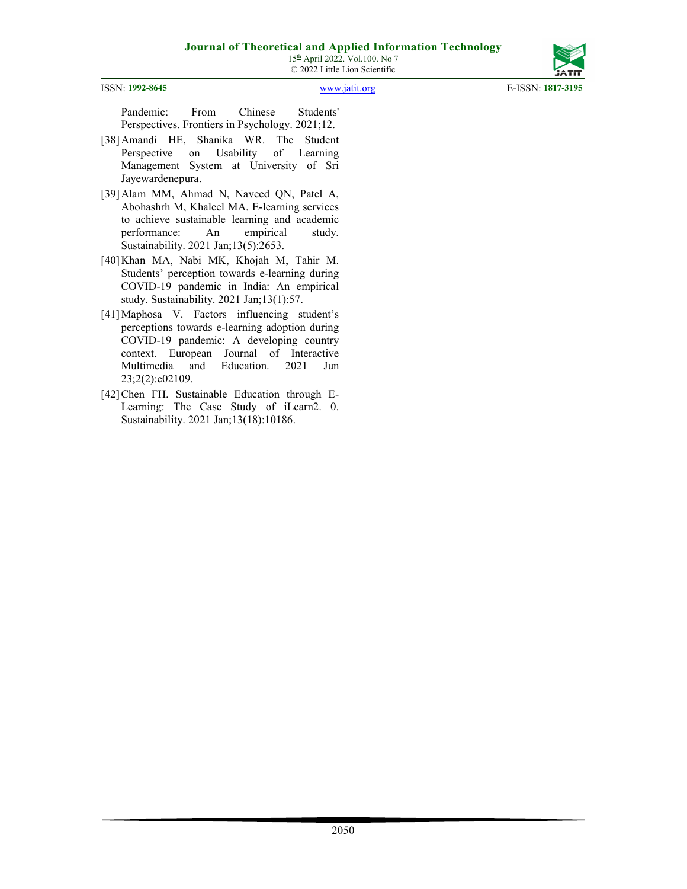Pandemic: From Chinese Students' Perspectives. Frontiers in Psychology. 2021;12.

[38] Amandi HE, Shanika WR. The Student Perspective on Usability of Learning Management System at University of Sri Jayewardenepura.

[39] Alam MM, Ahmad N, Naveed QN, Patel A, Abohashrh M, Khaleel MA. E-learning services to achieve sustainable learning and academic performance: An empirical study. Sustainability. 2021 Jan;13(5):2653.

[40] Khan MA, Nabi MK, Khojah M, Tahir M. Students' perception towards e-learning during COVID-19 pandemic in India: An empirical study. Sustainability. 2021 Jan;13(1):57.

[41] Maphosa V. Factors influencing student's perceptions towards e-learning adoption during COVID-19 pandemic: A developing country context. European Journal of Interactive Multimedia and Education. 2021 Jun 23;2(2):e02109.

[42] Chen FH. Sustainable Education through E-Learning: The Case Study of iLearn2. 0. Sustainability. 2021 Jan;13(18):10186.